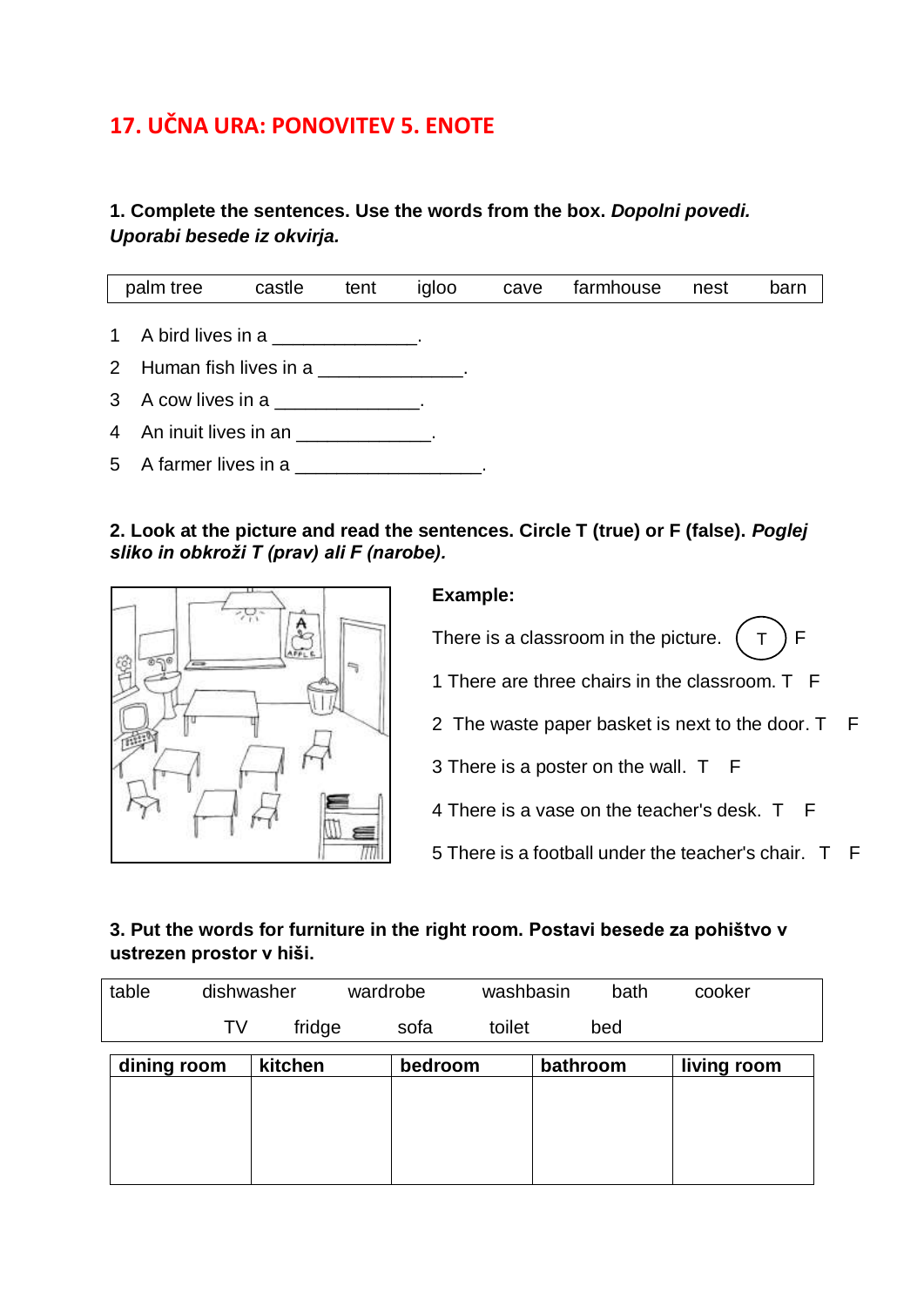# 17. UČNA URA: PONOVITEV 5. ENOTE

**1. Complete the sentences. Use the words from the box. *Dopolni povedi. Uporabi besede iz okvirja.***

| palm tree | castle | tent | igloo | cave | farmhouse | nest | barn |
|---|---|---|---|---|---|---|---|

1 A bird lives in a _____________.

2 Human fish lives in a _____________.

3 A cow lives in a _____________.

4 An inuit lives in an _____________.

5 A farmer lives in a ________________.

**2. Look at the picture and read the sentences. Circle T (true) or F (false). *Poglej sliko in obkroži T (prav) ali F (narobe).***

**Example:**

There is a classroom in the picture. (T) F

1 There are three chairs in the classroom. T F

2 The waste paper basket is next to the door. T F

3 There is a poster on the wall. T F

4 There is a vase on the teacher's desk. T F

5 There is a football under the teacher's chair. T F

**3. Put the words for furniture in the right room. Postavi besede za pohištvo v ustrezen prostor v hiši.**

| table | dishwasher | wardrobe | washbasin | bath | cooker |
|---|---|---|---|---|---|
| | TV | fridge | sofa | toilet | bed |

| dining room | kitchen | bedroom | bathroom | living room |
|---|---|---|---|---|
| | | | | |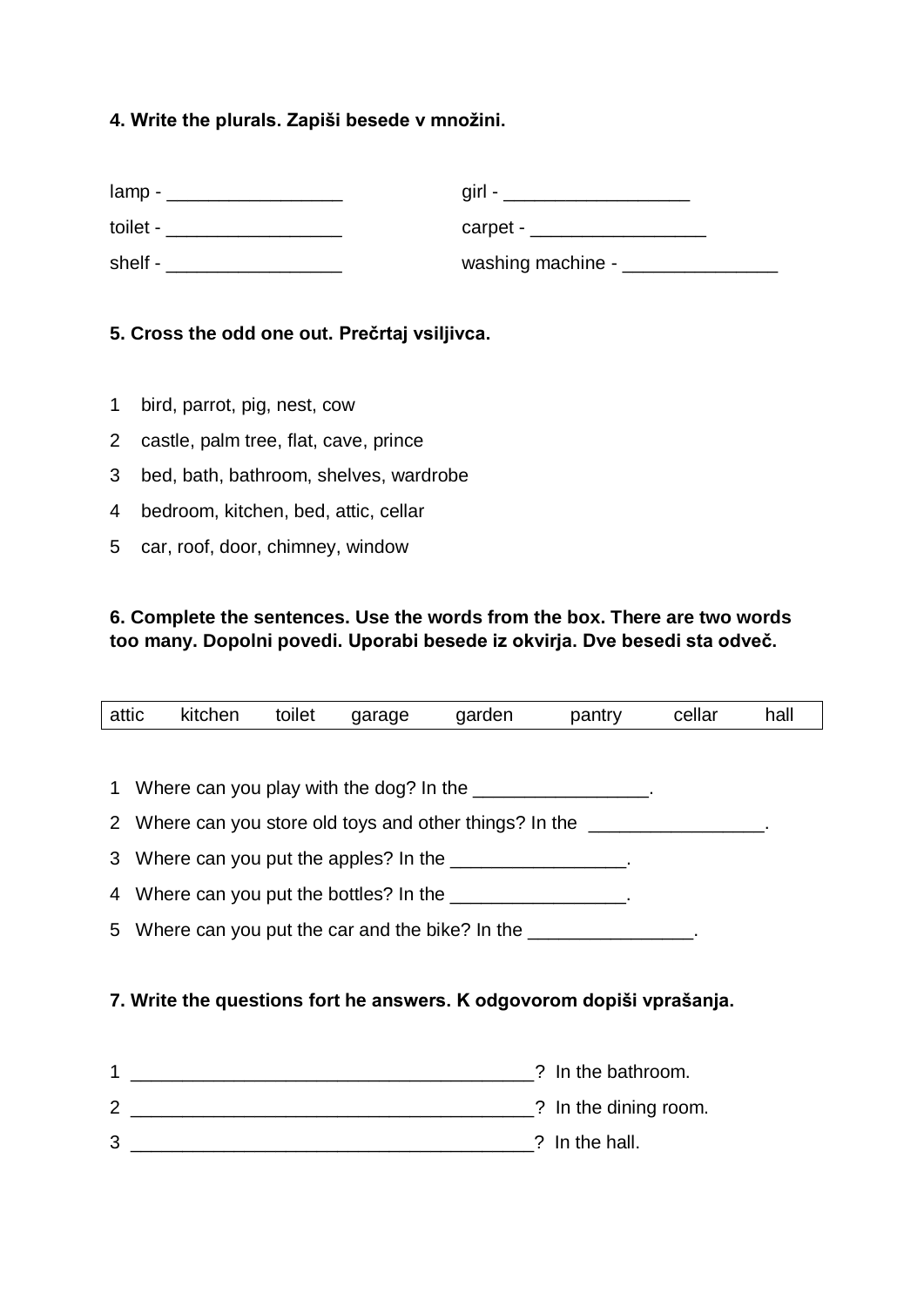**4. Write the plurals. Zapiši besede v množini.**

lamp - _________________

toilet - _________________

shelf - _________________

girl - __________________

carpet - _________________

washing machine - _______________

**5. Cross the odd one out. Prečrtaj vsiljivca.**

1 bird, parrot, pig, nest, cow
2 castle, palm tree, flat, cave, prince
3 bed, bath, bathroom, shelves, wardrobe
4 bedroom, kitchen, bed, attic, cellar
5 car, roof, door, chimney, window

**6. Complete the sentences. Use the words from the box. There are two words too many. Dopolni povedi. Uporabi besede iz okvirja. Dve besedi sta odveč.**

| | | | | | | | |
|---|---|---|---|---|---|---|---|
| attic | kitchen | toilet | garage | garden | pantry | cellar | hall |

1 Where can you play with the dog? In the _________________.
2 Where can you store old toys and other things? In the _________________.
3 Where can you put the apples? In the _________________.
4 Where can you put the bottles? In the _________________.
5 Where can you put the car and the bike? In the ________________.

**7. Write the questions fort he answers. K odgovorom dopiši vprašanja.**

1 _______________________________________? In the bathroom.
2 _______________________________________? In the dining room.
3 _______________________________________? In the hall.